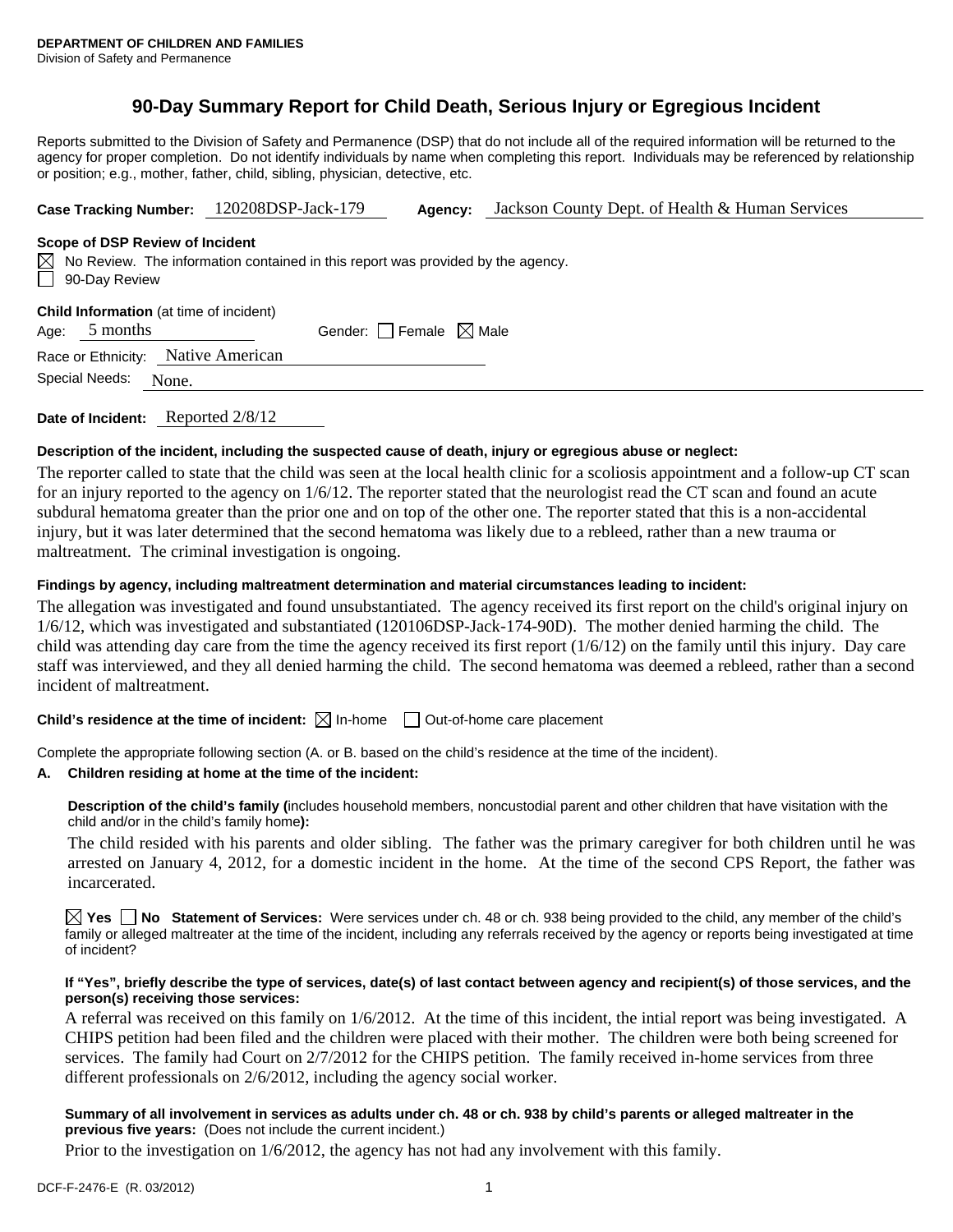**DEPARTMENT OF CHILDREN AND FAMILIES**
Division of Safety and Permanence

# 90-Day Summary Report for Child Death, Serious Injury or Egregious Incident

Reports submitted to the Division of Safety and Permanence (DSP) that do not include all of the required information will be returned to the agency for proper completion. Do not identify individuals by name when completing this report. Individuals may be referenced by relationship or position; e.g., mother, father, child, sibling, physician, detective, etc.

**Case Tracking Number:** 120208DSP-Jack-179 **Agency:** Jackson County Dept. of Health & Human Services

**Scope of DSP Review of Incident**

☒ No Review. The information contained in this report was provided by the agency.
☐ 90-Day Review

**Child Information** (at time of incident)

Age: 5 months Gender: ☐ Female ☒ Male

Race or Ethnicity: Native American

Special Needs: None.

**Date of Incident:** Reported 2/8/12

**Description of the incident, including the suspected cause of death, injury or egregious abuse or neglect:**

The reporter called to state that the child was seen at the local health clinic for a scoliosis appointment and a follow-up CT scan for an injury reported to the agency on 1/6/12. The reporter stated that the neurologist read the CT scan and found an acute subdural hematoma greater than the prior one and on top of the other one. The reporter stated that this is a non-accidental injury, but it was later determined that the second hematoma was likely due to a rebleed, rather than a new trauma or maltreatment. The criminal investigation is ongoing.

**Findings by agency, including maltreatment determination and material circumstances leading to incident:**

The allegation was investigated and found unsubstantiated. The agency received its first report on the child's original injury on 1/6/12, which was investigated and substantiated (120106DSP-Jack-174-90D). The mother denied harming the child. The child was attending day care from the time the agency received its first report (1/6/12) on the family until this injury. Day care staff was interviewed, and they all denied harming the child. The second hematoma was deemed a rebleed, rather than a second incident of maltreatment.

**Child's residence at the time of incident:** ☒ In-home ☐ Out-of-home care placement

Complete the appropriate following section (A. or B. based on the child's residence at the time of the incident).

**A. Children residing at home at the time of the incident:**

**Description of the child's family (**includes household members, noncustodial parent and other children that have visitation with the child and/or in the child's family home**):**

The child resided with his parents and older sibling. The father was the primary caregiver for both children until he was arrested on January 4, 2012, for a domestic incident in the home. At the time of the second CPS Report, the father was incarcerated.

☒ **Yes** ☐ **No** **Statement of Services:** Were services under ch. 48 or ch. 938 being provided to the child, any member of the child's family or alleged maltreater at the time of the incident, including any referrals received by the agency or reports being investigated at time of incident?

**If "Yes", briefly describe the type of services, date(s) of last contact between agency and recipient(s) of those services, and the person(s) receiving those services:**

A referral was received on this family on 1/6/2012. At the time of this incident, the intial report was being investigated. A CHIPS petition had been filed and the children were placed with their mother. The children were both being screened for services. The family had Court on 2/7/2012 for the CHIPS petition. The family received in-home services from three different professionals on 2/6/2012, including the agency social worker.

**Summary of all involvement in services as adults under ch. 48 or ch. 938 by child's parents or alleged maltreater in the previous five years:** (Does not include the current incident.)

Prior to the investigation on 1/6/2012, the agency has not had any involvement with this family.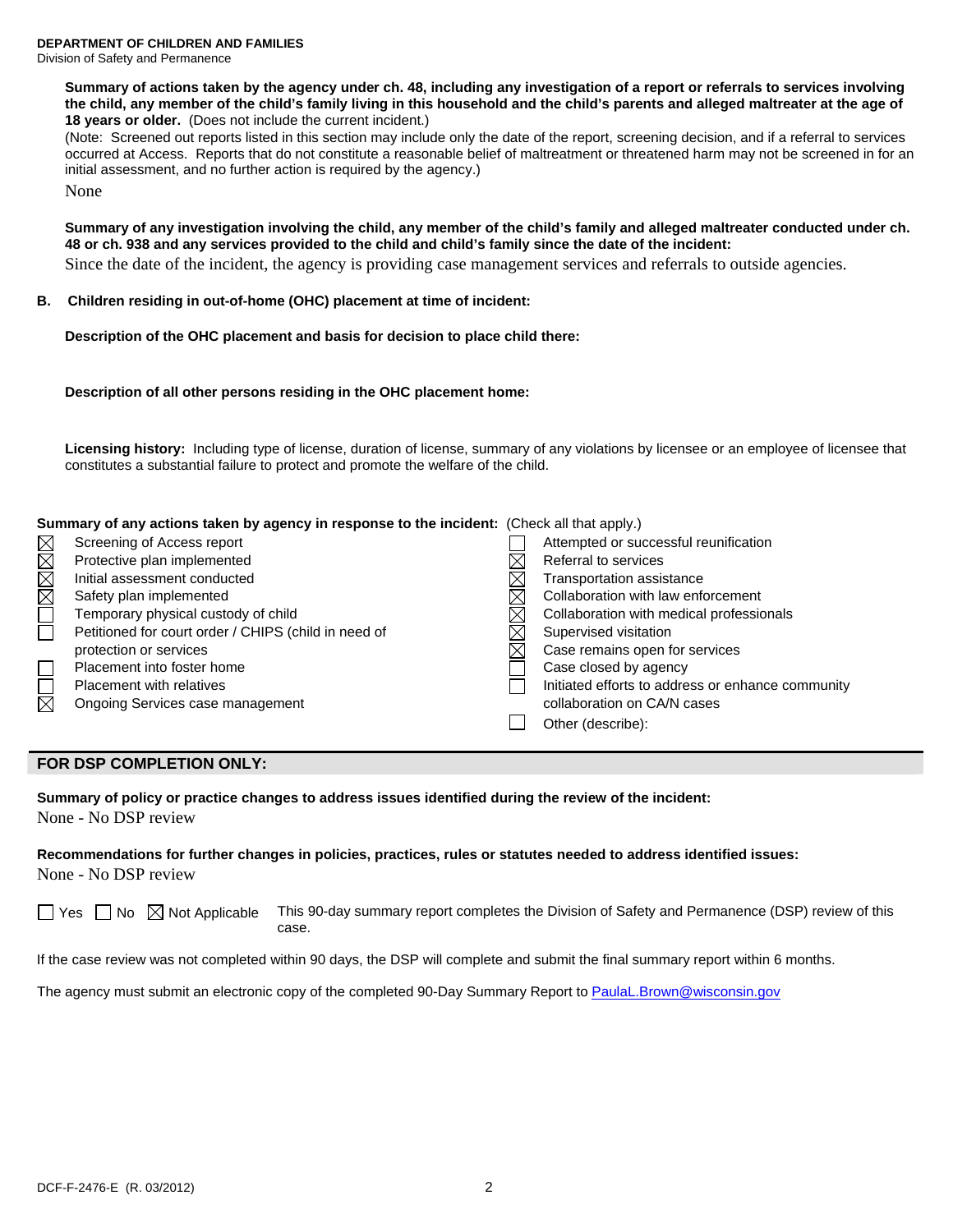**DEPARTMENT OF CHILDREN AND FAMILIES**
Division of Safety and Permanence

**Summary of actions taken by the agency under ch. 48, including any investigation of a report or referrals to services involving the child, any member of the child's family living in this household and the child's parents and alleged maltreater at the age of 18 years or older.** (Does not include the current incident.)
(Note: Screened out reports listed in this section may include only the date of the report, screening decision, and if a referral to services occurred at Access. Reports that do not constitute a reasonable belief of maltreatment or threatened harm may not be screened in for an initial assessment, and no further action is required by the agency.)

None

**Summary of any investigation involving the child, any member of the child's family and alleged maltreater conducted under ch. 48 or ch. 938 and any services provided to the child and child's family since the date of the incident:**

Since the date of the incident, the agency is providing case management services and referrals to outside agencies.

**B. Children residing in out-of-home (OHC) placement at time of incident:**

**Description of the OHC placement and basis for decision to place child there:**

**Description of all other persons residing in the OHC placement home:**

**Licensing history:** Including type of license, duration of license, summary of any violations by licensee or an employee of licensee that constitutes a substantial failure to protect and promote the welfare of the child.

**Summary of any actions taken by agency in response to the incident:** (Check all that apply.)

- ☒ Screening of Access report
- ☒ Protective plan implemented
- ☒ Initial assessment conducted
- ☒ Safety plan implemented
- ☐ Temporary physical custody of child
- ☐ Petitioned for court order / CHIPS (child in need of protection or services
- ☐ Placement into foster home
- ☐ Placement with relatives
- ☒ Ongoing Services case management
- ☐ Attempted or successful reunification
- ☒ Referral to services
- ☒ Transportation assistance
- ☒ Collaboration with law enforcement
- ☒ Collaboration with medical professionals
- ☒ Supervised visitation
- ☒ Case remains open for services
- ☐ Case closed by agency
- ☐ Initiated efforts to address or enhance community collaboration on CA/N cases
- ☐ Other (describe):

## FOR DSP COMPLETION ONLY:

**Summary of policy or practice changes to address issues identified during the review of the incident:**

None - No DSP review

**Recommendations for further changes in policies, practices, rules or statutes needed to address identified issues:**

None - No DSP review

☐ Yes ☐ No ☒ Not Applicable This 90-day summary report completes the Division of Safety and Permanence (DSP) review of this case.

If the case review was not completed within 90 days, the DSP will complete and submit the final summary report within 6 months.

The agency must submit an electronic copy of the completed 90-Day Summary Report to PaulaL.Brown@wisconsin.gov

DCF-F-2476-E (R. 03/2012)